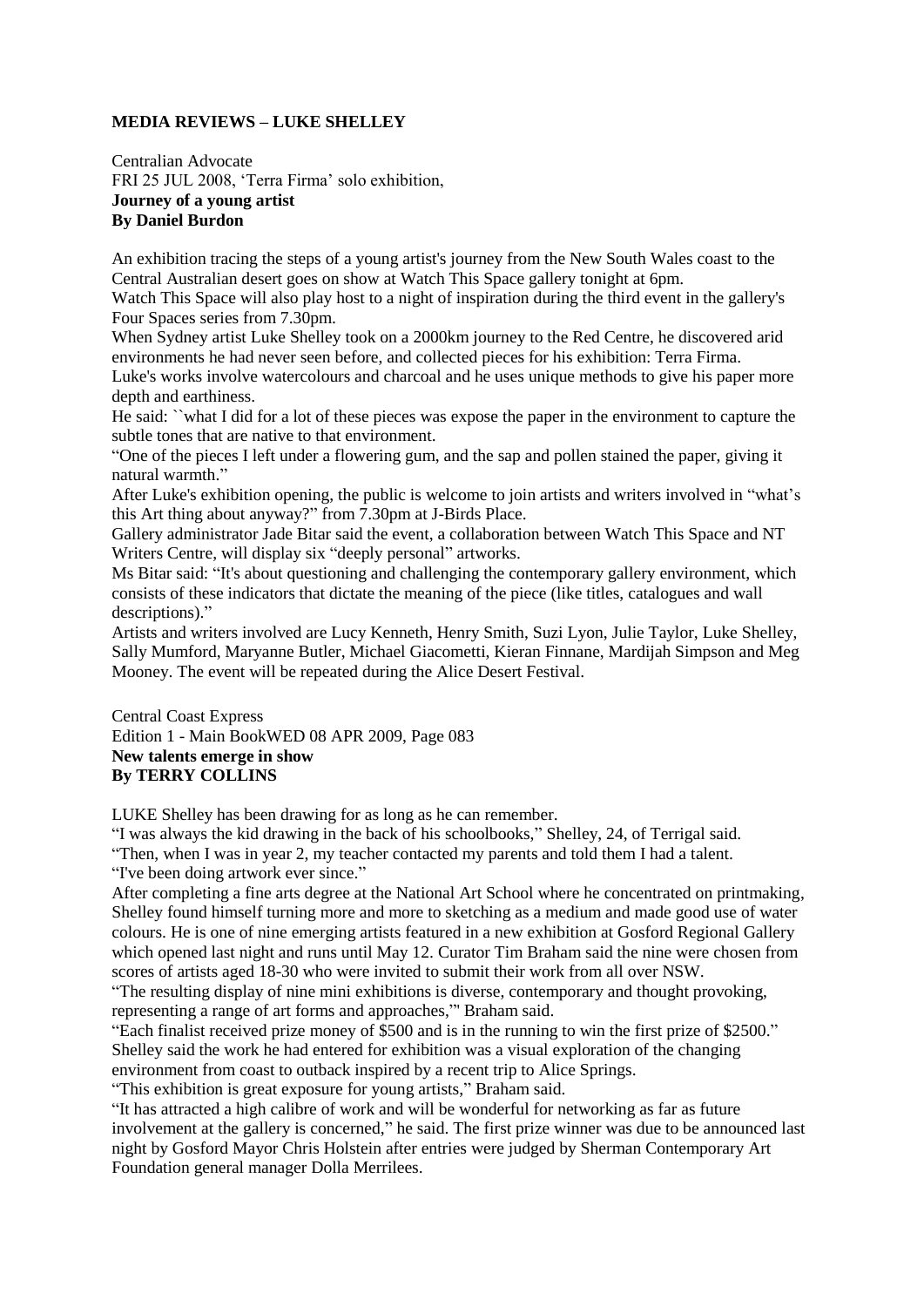**MEDIA REVIEWS – LUKE SHELLEY**

Centralian Advocate
FRI 25 JUL 2008, 'Terra Firma' solo exhibition,
**Journey of a young artist**
**By Daniel Burdon**

An exhibition tracing the steps of a young artist's journey from the New South Wales coast to the Central Australian desert goes on show at Watch This Space gallery tonight at 6pm.
Watch This Space will also play host to a night of inspiration during the third event in the gallery's Four Spaces series from 7.30pm.
When Sydney artist Luke Shelley took on a 2000km journey to the Red Centre, he discovered arid environments he had never seen before, and collected pieces for his exhibition: Terra Firma.
Luke's works involve watercolours and charcoal and he uses unique methods to give his paper more depth and earthiness.
He said: ``what I did for a lot of these pieces was expose the paper in the environment to capture the subtle tones that are native to that environment.
"One of the pieces I left under a flowering gum, and the sap and pollen stained the paper, giving it natural warmth."
After Luke's exhibition opening, the public is welcome to join artists and writers involved in "what's this Art thing about anyway?" from 7.30pm at J-Birds Place.
Gallery administrator Jade Bitar said the event, a collaboration between Watch This Space and NT Writers Centre, will display six "deeply personal" artworks.
Ms Bitar said: "It's about questioning and challenging the contemporary gallery environment, which consists of these indicators that dictate the meaning of the piece (like titles, catalogues and wall descriptions)."
Artists and writers involved are Lucy Kenneth, Henry Smith, Suzi Lyon, Julie Taylor, Luke Shelley, Sally Mumford, Maryanne Butler, Michael Giacometti, Kieran Finnane, Mardijah Simpson and Meg Mooney. The event will be repeated during the Alice Desert Festival.

Central Coast Express
Edition 1 - Main BookWED 08 APR 2009, Page 083
**New talents emerge in show**
**By TERRY COLLINS**

LUKE Shelley has been drawing for as long as he can remember.
"I was always the kid drawing in the back of his schoolbooks," Shelley, 24, of Terrigal said.
"Then, when I was in year 2, my teacher contacted my parents and told them I had a talent.
"I've been doing artwork ever since."
After completing a fine arts degree at the National Art School where he concentrated on printmaking, Shelley found himself turning more and more to sketching as a medium and made good use of water colours. He is one of nine emerging artists featured in a new exhibition at Gosford Regional Gallery which opened last night and runs until May 12. Curator Tim Braham said the nine were chosen from scores of artists aged 18-30 who were invited to submit their work from all over NSW.
"The resulting display of nine mini exhibitions is diverse, contemporary and thought provoking, representing a range of art forms and approaches,'" Braham said.
"Each finalist received prize money of $500 and is in the running to win the first prize of $2500."
Shelley said the work he had entered for exhibition was a visual exploration of the changing environment from coast to outback inspired by a recent trip to Alice Springs.
"This exhibition is great exposure for young artists," Braham said.
"It has attracted a high calibre of work and will be wonderful for networking as far as future involvement at the gallery is concerned," he said. The first prize winner was due to be announced last night by Gosford Mayor Chris Holstein after entries were judged by Sherman Contemporary Art Foundation general manager Dolla Merrilees.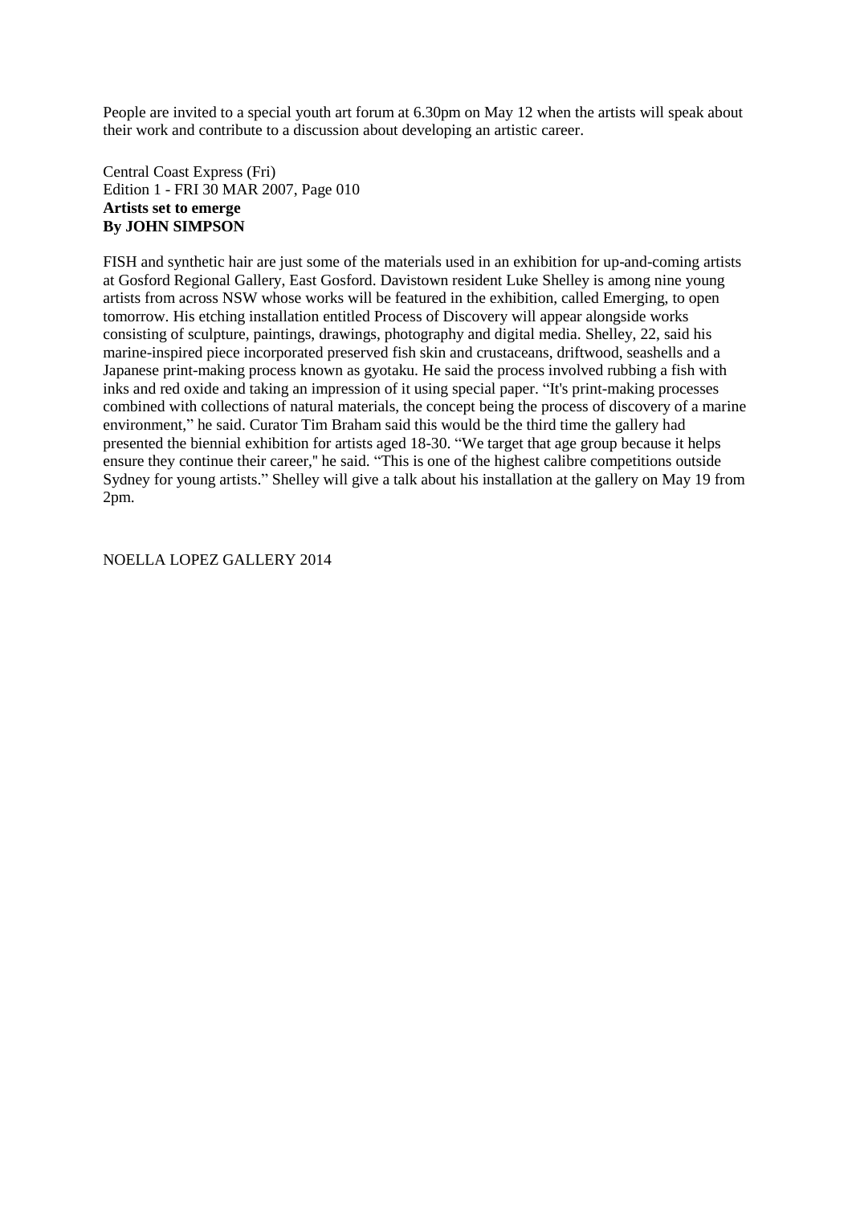People are invited to a special youth art forum at 6.30pm on May 12 when the artists will speak about their work and contribute to a discussion about developing an artistic career.

Central Coast Express (Fri)
Edition 1 - FRI 30 MAR 2007, Page 010
**Artists set to emerge**
**By JOHN SIMPSON**

FISH and synthetic hair are just some of the materials used in an exhibition for up-and-coming artists at Gosford Regional Gallery, East Gosford. Davistown resident Luke Shelley is among nine young artists from across NSW whose works will be featured in the exhibition, called Emerging, to open tomorrow. His etching installation entitled Process of Discovery will appear alongside works consisting of sculpture, paintings, drawings, photography and digital media. Shelley, 22, said his marine-inspired piece incorporated preserved fish skin and crustaceans, driftwood, seashells and a Japanese print-making process known as gyotaku. He said the process involved rubbing a fish with inks and red oxide and taking an impression of it using special paper. "It's print-making processes combined with collections of natural materials, the concept being the process of discovery of a marine environment," he said. Curator Tim Braham said this would be the third time the gallery had presented the biennial exhibition for artists aged 18-30. "We target that age group because it helps ensure they continue their career," he said. "This is one of the highest calibre competitions outside Sydney for young artists." Shelley will give a talk about his installation at the gallery on May 19 from 2pm.

NOELLA LOPEZ GALLERY 2014